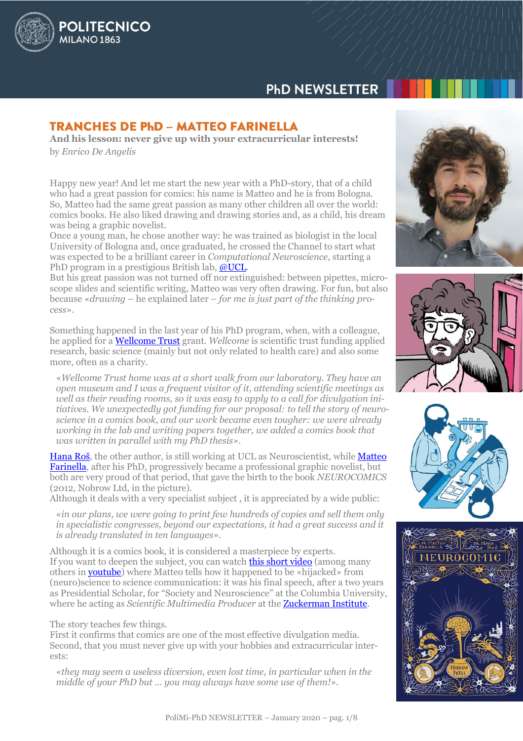## TRANCHES DE PhD – MATTEO FARINELLA

**And his lesson: never give up with your extracurricular interests!**

by *Enrico De Angelis*

Happy new year! And let me start the new year with a PhD-story, that of a child who had a great passion for comics: his name is Matteo and he is from Bologna. So, Matteo had the same great passion as many other children all over the world: comics books. He also liked drawing and drawing stories and, as a child, his dream was being a graphic novelist.
Once a young man, he chose another way: he was trained as biologist in the local University of Bologna and, once graduated, he crossed the Channel to start what was expected to be a brilliant career in *Computational Neuroscience*, starting a PhD program in a prestigious British lab, @UCL.
But his great passion was not turned off nor extinguished: between pipettes, microscope slides and scientific writing, Matteo was very often drawing. For fun, but also because «*drawing* – he explained later – *for me is just part of the thinking process*».

Something happened in the last year of his PhD program, when, with a colleague, he applied for a Wellcome Trust grant. *Wellcome* is scientific trust funding applied research, basic science (mainly but not only related to health care) and also some more, often as a charity.

> «*Wellcome Trust home was at a short walk from our laboratory. They have an open museum and I was a frequent visitor of it, attending scientific meetings as well as their reading rooms, so it was easy to apply to a call for divulgation initiatives. We unexpectedly got funding for our proposal: to tell the story of neuroscience in a comics book, and our work became even tougher: we were already working in the lab and writing papers together, we added a comics book that was written in parallel with my PhD thesis*».

Hana Roš, the other author, is still working at UCL as Neuroscientist, while Matteo Farinella, after his PhD, progressively became a professional graphic novelist, but both are very proud of that period, that gave the birth to the book *NEUROCOMICS* (2012, Nobrow Ltd, in the picture).
Although it deals with a very specialist subject , it is appreciated by a wide public:

> «*in our plans, we were going to print few hundreds of copies and sell them only in specialistic congresses, beyond our expectations, it had a great success and it is already translated in ten languages*».

Although it is a comics book, it is considered a masterpiece by experts.
If you want to deepen the subject, you can watch this short video (among many others in youtube) where Matteo tells how it happened to be «hijacked» from (neuro)science to science communication: it was his final speech, after a two years as Presidential Scholar, for "Society and Neuroscience" at the Columbia University, where he acting as *Scientific Multimedia Producer* at the Zuckerman Institute.

The story teaches few things.
First it confirms that comics are one of the most effective divulgation media.
Second, that you must never give up with your hobbies and extracurricular interests:

> «*they may seem a useless diversion, even lost time, in particular when in the middle of your PhD but … you may always have some use of them!*».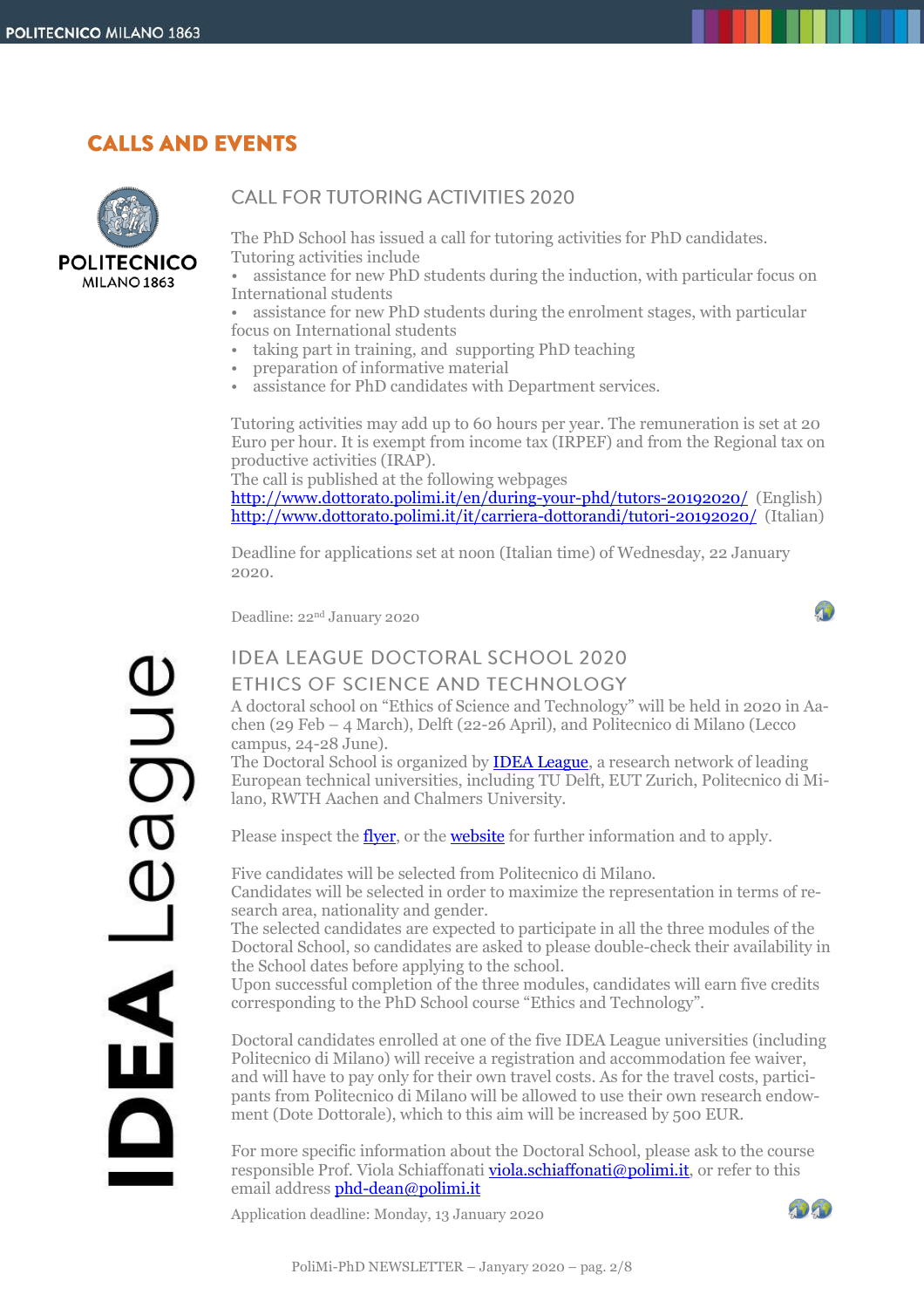# CALLS AND EVENTS

## CALL FOR TUTORING ACTIVITIES 2020

The PhD School has issued a call for tutoring activities for PhD candidates.
Tutoring activities include

- assistance for new PhD students during the induction, with particular focus on International students
- assistance for new PhD students during the enrolment stages, with particular focus on International students
- taking part in training, and supporting PhD teaching
- preparation of informative material
- assistance for PhD candidates with Department services.

Tutoring activities may add up to 60 hours per year. The remuneration is set at 20 Euro per hour. It is exempt from income tax (IRPEF) and from the Regional tax on productive activities (IRAP).
The call is published at the following webpages
http://www.dottorato.polimi.it/en/during-your-phd/tutors-20192020/ (English)
http://www.dottorato.polimi.it/it/carriera-dottorandi/tutori-20192020/ (Italian)

Deadline for applications set at noon (Italian time) of Wednesday, 22 January 2020.

Deadline: 22nd January 2020

## IDEA LEAGUE DOCTORAL SCHOOL 2020
## ETHICS OF SCIENCE AND TECHNOLOGY

A doctoral school on "Ethics of Science and Technology" will be held in 2020 in Aachen (29 Feb – 4 March), Delft (22-26 April), and Politecnico di Milano (Lecco campus, 24-28 June).
The Doctoral School is organized by IDEA League, a research network of leading European technical universities, including TU Delft, EUT Zurich, Politecnico di Milano, RWTH Aachen and Chalmers University.

Please inspect the flyer, or the website for further information and to apply.

Five candidates will be selected from Politecnico di Milano.
Candidates will be selected in order to maximize the representation in terms of research area, nationality and gender.
The selected candidates are expected to participate in all the three modules of the Doctoral School, so candidates are asked to please double-check their availability in the School dates before applying to the school.
Upon successful completion of the three modules, candidates will earn five credits corresponding to the PhD School course "Ethics and Technology".

Doctoral candidates enrolled at one of the five IDEA League universities (including Politecnico di Milano) will receive a registration and accommodation fee waiver, and will have to pay only for their own travel costs. As for the travel costs, participants from Politecnico di Milano will be allowed to use their own research endowment (Dote Dottorale), which to this aim will be increased by 500 EUR.

For more specific information about the Doctoral School, please ask to the course responsible Prof. Viola Schiaffonati viola.schiaffonati@polimi.it, or refer to this email address phd-dean@polimi.it

Application deadline: Monday, 13 January 2020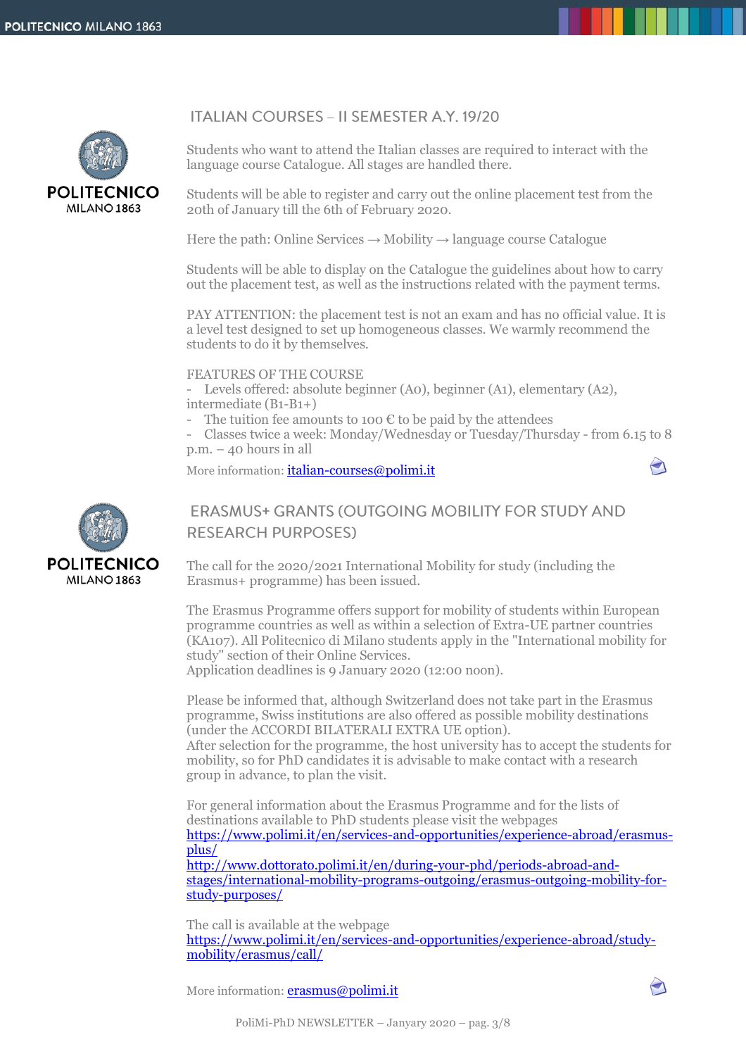## ITALIAN COURSES – II SEMESTER A.Y. 19/20

Students who want to attend the Italian classes are required to interact with the language course Catalogue. All stages are handled there.

Students will be able to register and carry out the online placement test from the 20th of January till the 6th of February 2020.

Here the path: Online Services → Mobility → language course Catalogue

Students will be able to display on the Catalogue the guidelines about how to carry out the placement test, as well as the instructions related with the payment terms.

PAY ATTENTION: the placement test is not an exam and has no official value. It is a level test designed to set up homogeneous classes. We warmly recommend the students to do it by themselves.

FEATURES OF THE COURSE

- Levels offered: absolute beginner (A0), beginner (A1), elementary (A2), intermediate (B1-B1+)
- The tuition fee amounts to 100 € to be paid by the attendees
- Classes twice a week: Monday/Wednesday or Tuesday/Thursday - from 6.15 to 8 p.m. – 40 hours in all

More information: italian-courses@polimi.it

## ERASMUS+ GRANTS (OUTGOING MOBILITY FOR STUDY AND RESEARCH PURPOSES)

The call for the 2020/2021 International Mobility for study (including the Erasmus+ programme) has been issued.

The Erasmus Programme offers support for mobility of students within European programme countries as well as within a selection of Extra-UE partner countries (KA107). All Politecnico di Milano students apply in the "International mobility for study" section of their Online Services.
Application deadlines is 9 January 2020 (12:00 noon).

Please be informed that, although Switzerland does not take part in the Erasmus programme, Swiss institutions are also offered as possible mobility destinations (under the ACCORDI BILATERALI EXTRA UE option).
After selection for the programme, the host university has to accept the students for mobility, so for PhD candidates it is advisable to make contact with a research group in advance, to plan the visit.

For general information about the Erasmus Programme and for the lists of destinations available to PhD students please visit the webpages
https://www.polimi.it/en/services-and-opportunities/experience-abroad/erasmus-plus/
http://www.dottorato.polimi.it/en/during-your-phd/periods-abroad-and-stages/international-mobility-programs-outgoing/erasmus-outgoing-mobility-for-study-purposes/

The call is available at the webpage
https://www.polimi.it/en/services-and-opportunities/experience-abroad/study-mobility/erasmus/call/

More information: erasmus@polimi.it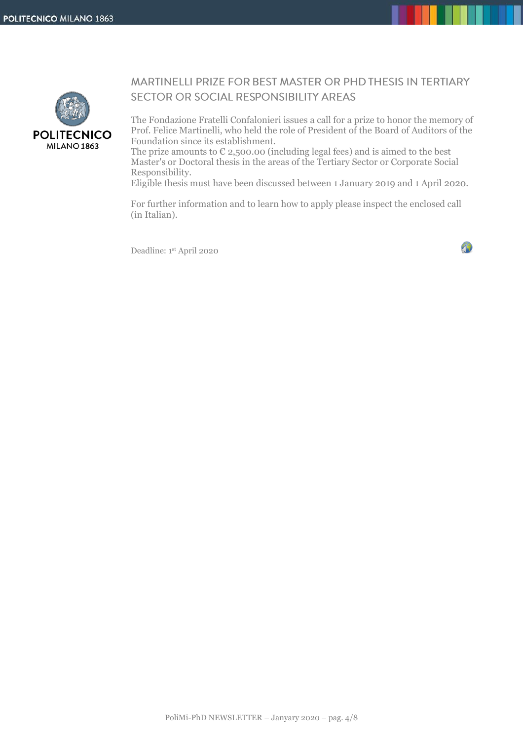## MARTINELLI PRIZE FOR BEST MASTER OR PHD THESIS IN TERTIARY SECTOR OR SOCIAL RESPONSIBILITY AREAS

The Fondazione Fratelli Confalonieri issues a call for a prize to honor the memory of Prof. Felice Martinelli, who held the role of President of the Board of Auditors of the Foundation since its establishment.
The prize amounts to € 2,500.00 (including legal fees) and is aimed to the best Master's or Doctoral thesis in the areas of the Tertiary Sector or Corporate Social Responsibility.
Eligible thesis must have been discussed between 1 January 2019 and 1 April 2020.

For further information and to learn how to apply please inspect the enclosed call (in Italian).

Deadline: 1st April 2020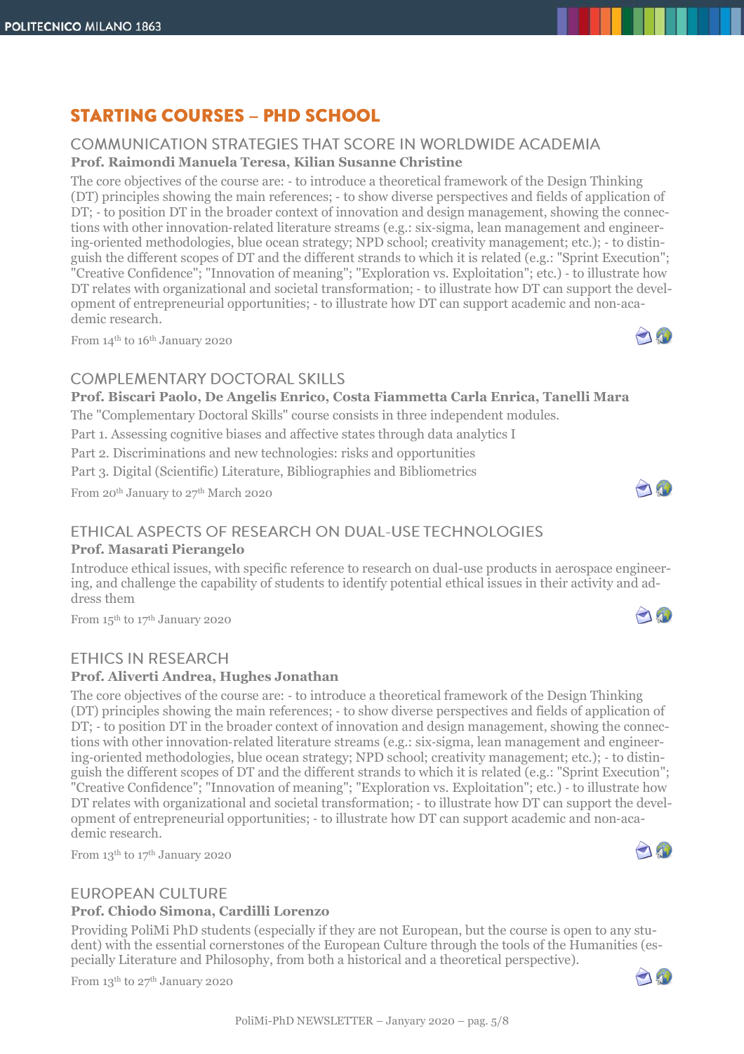# STARTING COURSES – PHD SCHOOL

## COMMUNICATION STRATEGIES THAT SCORE IN WORLDWIDE ACADEMIA

**Prof. Raimondi Manuela Teresa, Kilian Susanne Christine**

The core objectives of the course are: - to introduce a theoretical framework of the Design Thinking (DT) principles showing the main references; - to show diverse perspectives and fields of application of DT; - to position DT in the broader context of innovation and design management, showing the connections with other innovation-related literature streams (e.g.: six-sigma, lean management and engineering-oriented methodologies, blue ocean strategy; NPD school; creativity management; etc.); - to distinguish the different scopes of DT and the different strands to which it is related (e.g.: "Sprint Execution"; "Creative Confidence"; "Innovation of meaning"; "Exploration vs. Exploitation"; etc.) - to illustrate how DT relates with organizational and societal transformation; - to illustrate how DT can support the development of entrepreneurial opportunities; - to illustrate how DT can support academic and non-academic research.

From 14th to 16th January 2020

## COMPLEMENTARY DOCTORAL SKILLS

**Prof. Biscari Paolo, De Angelis Enrico, Costa Fiammetta Carla Enrica, Tanelli Mara**

The "Complementary Doctoral Skills" course consists in three independent modules.

Part 1. Assessing cognitive biases and affective states through data analytics I

Part 2. Discriminations and new technologies: risks and opportunities

Part 3. Digital (Scientific) Literature, Bibliographies and Bibliometrics

From 20th January to 27th March 2020

## ETHICAL ASPECTS OF RESEARCH ON DUAL-USE TECHNOLOGIES

**Prof. Masarati Pierangelo**

Introduce ethical issues, with specific reference to research on dual-use products in aerospace engineering, and challenge the capability of students to identify potential ethical issues in their activity and address them

From 15th to 17th January 2020

## ETHICS IN RESEARCH

**Prof. Aliverti Andrea, Hughes Jonathan**

The core objectives of the course are: - to introduce a theoretical framework of the Design Thinking (DT) principles showing the main references; - to show diverse perspectives and fields of application of DT; - to position DT in the broader context of innovation and design management, showing the connections with other innovation-related literature streams (e.g.: six-sigma, lean management and engineering-oriented methodologies, blue ocean strategy; NPD school; creativity management; etc.); - to distinguish the different scopes of DT and the different strands to which it is related (e.g.: "Sprint Execution"; "Creative Confidence"; "Innovation of meaning"; "Exploration vs. Exploitation"; etc.) - to illustrate how DT relates with organizational and societal transformation; - to illustrate how DT can support the development of entrepreneurial opportunities; - to illustrate how DT can support academic and non-academic research.

From 13th to 17th January 2020

## EUROPEAN CULTURE

**Prof. Chiodo Simona, Cardilli Lorenzo**

Providing PoliMi PhD students (especially if they are not European, but the course is open to any student) with the essential cornerstones of the European Culture through the tools of the Humanities (especially Literature and Philosophy, from both a historical and a theoretical perspective).

From 13th to 27th January 2020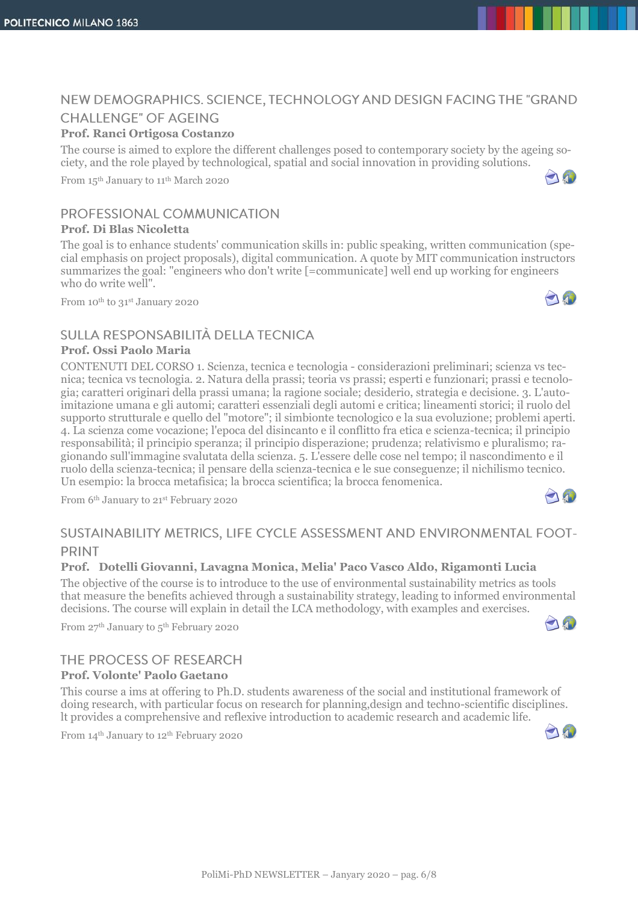## NEW DEMOGRAPHICS. SCIENCE, TECHNOLOGY AND DESIGN FACING THE "GRAND CHALLENGE" OF AGEING

**Prof. Ranci Ortigosa Costanzo**

The course is aimed to explore the different challenges posed to contemporary society by the ageing society, and the role played by technological, spatial and social innovation in providing solutions.

From 15th January to 11th March 2020

## PROFESSIONAL COMMUNICATION

**Prof. Di Blas Nicoletta**

The goal is to enhance students' communication skills in: public speaking, written communication (special emphasis on project proposals), digital communication. A quote by MIT communication instructors summarizes the goal: "engineers who don't write [=communicate] well end up working for engineers who do write well".

From 10th to 31st January 2020

## SULLA RESPONSABILITÀ DELLA TECNICA

**Prof. Ossi Paolo Maria**

CONTENUTI DEL CORSO 1. Scienza, tecnica e tecnologia - considerazioni preliminari; scienza vs tecnica; tecnica vs tecnologia. 2. Natura della prassi; teoria vs prassi; esperti e funzionari; prassi e tecnologia; caratteri originari della prassi umana; la ragione sociale; desiderio, strategia e decisione. 3. L'auto-imitazione umana e gli automi; caratteri essenziali degli automi e critica; lineamenti storici; il ruolo del supporto strutturale e quello del "motore"; il simbionte tecnologico e la sua evoluzione; problemi aperti. 4. La scienza come vocazione; l'epoca del disincanto e il conflitto fra etica e scienza-tecnica; il principio responsabilità; il principio speranza; il principio disperazione; prudenza; relativismo e pluralismo; ragionando sull'immagine svalutata della scienza. 5. L'essere delle cose nel tempo; il nascondimento e il ruolo della scienza-tecnica; il pensare della scienza-tecnica e le sue conseguenze; il nichilismo tecnico. Un esempio: la brocca metafisica; la brocca scientifica; la brocca fenomenica.

From 6th January to 21st February 2020

## SUSTAINABILITY METRICS, LIFE CYCLE ASSESSMENT AND ENVIRONMENTAL FOOTPRINT

**Prof. Dotelli Giovanni, Lavagna Monica, Melia' Paco Vasco Aldo, Rigamonti Lucia**

The objective of the course is to introduce to the use of environmental sustainability metrics as tools that measure the benefits achieved through a sustainability strategy, leading to informed environmental decisions. The course will explain in detail the LCA methodology, with examples and exercises.

From 27th January to 5th February 2020

## THE PROCESS OF RESEARCH

**Prof. Volonte' Paolo Gaetano**

This course a ims at offering to Ph.D. students awareness of the social and institutional framework of doing research, with particular focus on research for planning,design and techno-scientific disciplines. It provides a comprehensive and reflexive introduction to academic research and academic life.

From 14th January to 12th February 2020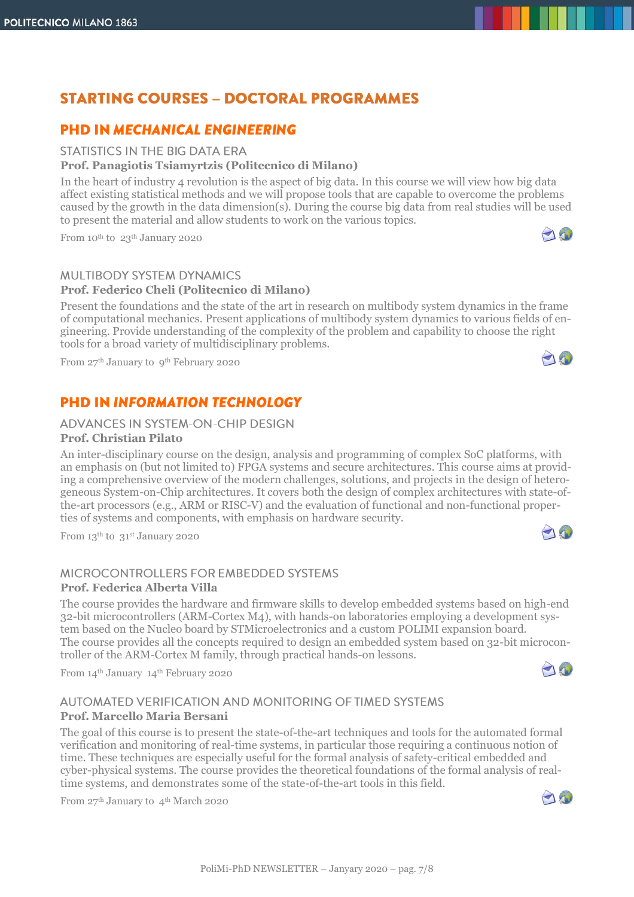# STARTING COURSES – DOCTORAL PROGRAMMES

## PHD IN *MECHANICAL ENGINEERING*

### STATISTICS IN THE BIG DATA ERA

**Prof. Panagiotis Tsiamyrtzis (Politecnico di Milano)**

In the heart of industry 4 revolution is the aspect of big data. In this course we will view how big data affect existing statistical methods and we will propose tools that are capable to overcome the problems caused by the growth in the data dimension(s). During the course big data from real studies will be used to present the material and allow students to work on the various topics.

From 10th to 23th January 2020

### MULTIBODY SYSTEM DYNAMICS

**Prof. Federico Cheli (Politecnico di Milano)**

Present the foundations and the state of the art in research on multibody system dynamics in the frame of computational mechanics. Present applications of multibody system dynamics to various fields of engineering. Provide understanding of the complexity of the problem and capability to choose the right tools for a broad variety of multidisciplinary problems.

From 27th January to 9th February 2020

## PHD IN *INFORMATION TECHNOLOGY*

### ADVANCES IN SYSTEM-ON-CHIP DESIGN

**Prof. Christian Pilato**

An inter-disciplinary course on the design, analysis and programming of complex SoC platforms, with an emphasis on (but not limited to) FPGA systems and secure architectures. This course aims at providing a comprehensive overview of the modern challenges, solutions, and projects in the design of heterogeneous System-on-Chip architectures. It covers both the design of complex architectures with state-of-the-art processors (e.g., ARM or RISC-V) and the evaluation of functional and non-functional properties of systems and components, with emphasis on hardware security.

From 13th to 31st January 2020

### MICROCONTROLLERS FOR EMBEDDED SYSTEMS

**Prof. Federica Alberta Villa**

The course provides the hardware and firmware skills to develop embedded systems based on high-end 32-bit microcontrollers (ARM-Cortex M4), with hands-on laboratories employing a development system based on the Nucleo board by STMicroelectronics and a custom POLIMI expansion board.
The course provides all the concepts required to design an embedded system based on 32-bit microcontroller of the ARM-Cortex M family, through practical hands-on lessons.

From 14th January 14th February 2020

### AUTOMATED VERIFICATION AND MONITORING OF TIMED SYSTEMS

**Prof. Marcello Maria Bersani**

The goal of this course is to present the state-of-the-art techniques and tools for the automated formal verification and monitoring of real-time systems, in particular those requiring a continuous notion of time. These techniques are especially useful for the formal analysis of safety-critical embedded and cyber-physical systems. The course provides the theoretical foundations of the formal analysis of real-time systems, and demonstrates some of the state-of-the-art tools in this field.

From 27th January to 4th March 2020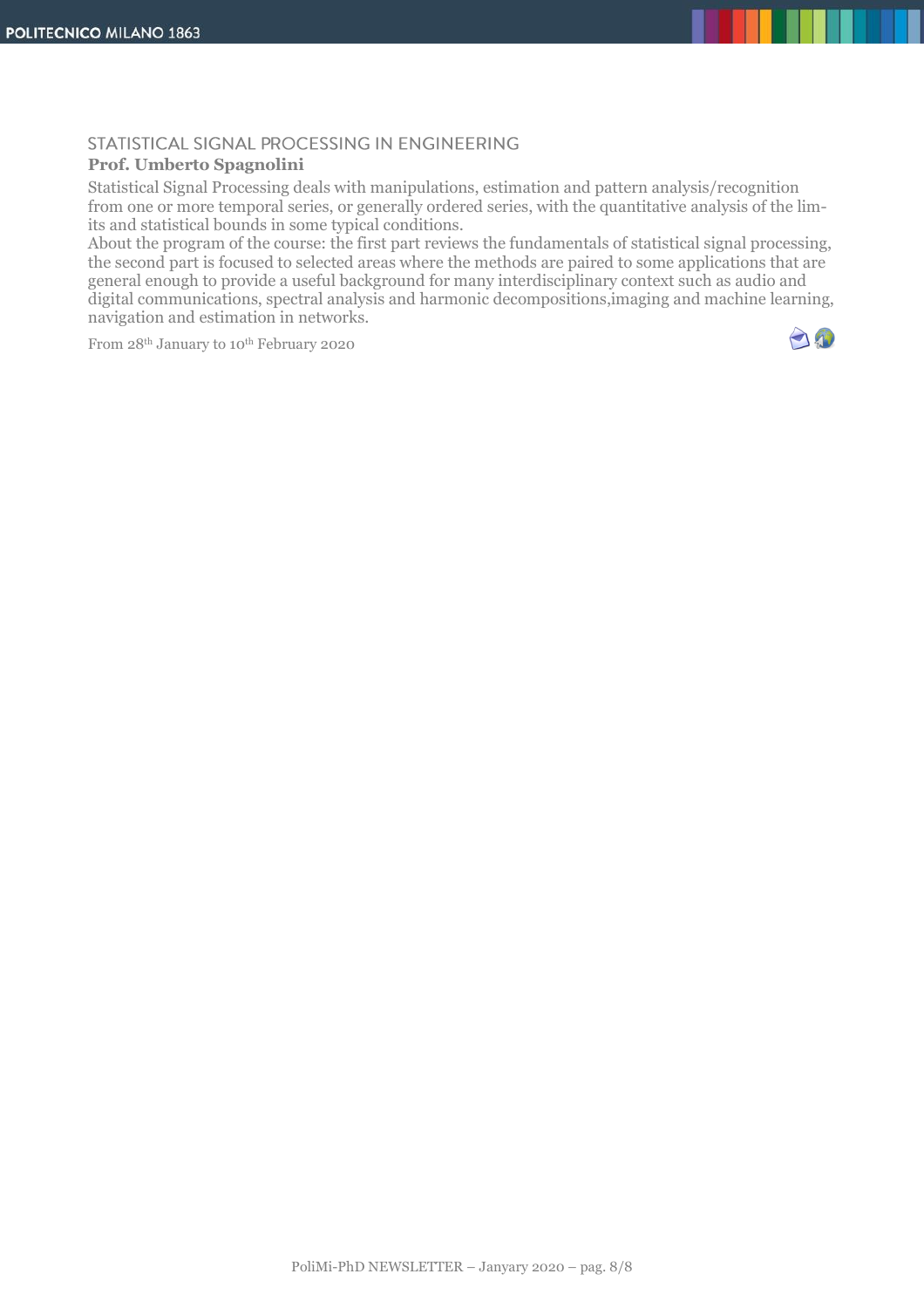### STATISTICAL SIGNAL PROCESSING IN ENGINEERING

**Prof. Umberto Spagnolini**

Statistical Signal Processing deals with manipulations, estimation and pattern analysis/recognition from one or more temporal series, or generally ordered series, with the quantitative analysis of the limits and statistical bounds in some typical conditions.
About the program of the course: the first part reviews the fundamentals of statistical signal processing, the second part is focused to selected areas where the methods are paired to some applications that are general enough to provide a useful background for many interdisciplinary context such as audio and digital communications, spectral analysis and harmonic decompositions,imaging and machine learning, navigation and estimation in networks.

From 28th January to 10th February 2020